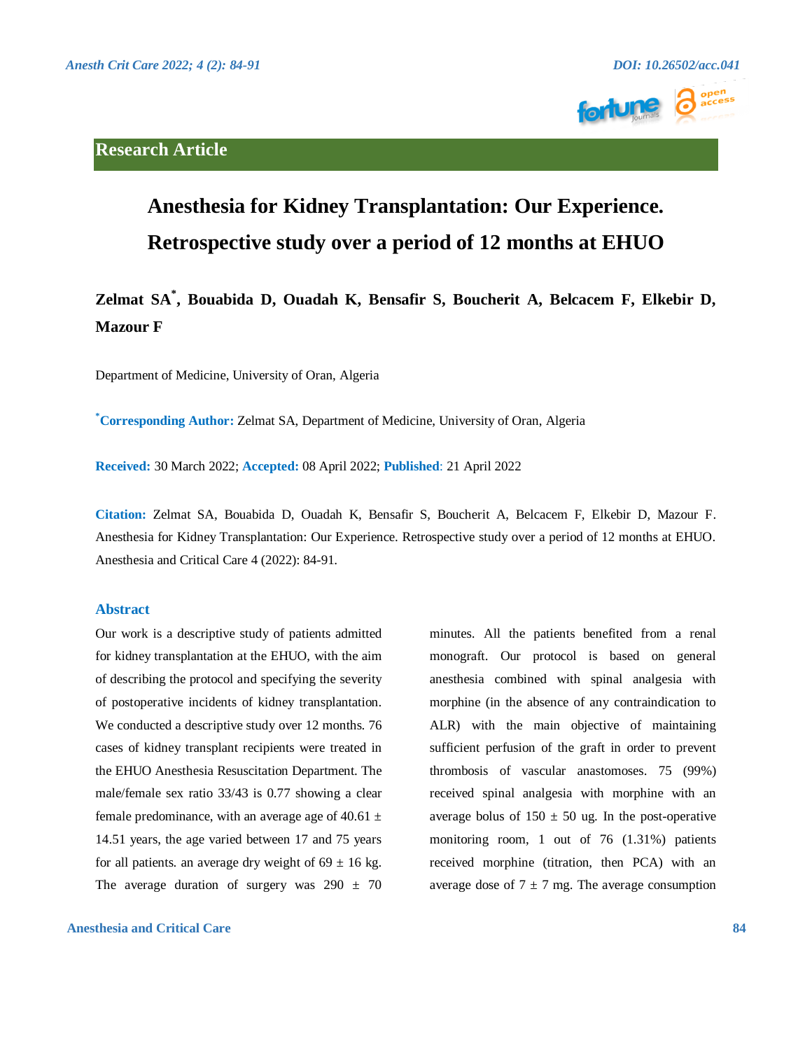**Research Article**

# Anesthesia for Kidney Transplantation: Our Experience. Retrospective study over a period of 12 months at EHUO

**Zelmat SA*, Bouabida D, Ouadah K, Bensafir S, Boucherit A, Belcacem F, Elkebir D, Mazour F**

Department of Medicine, University of Oran, Algeria

***Corresponding Author:** Zelmat SA, Department of Medicine, University of Oran, Algeria

**Received:** 30 March 2022; **Accepted:** 08 April 2022; **Published**: 21 April 2022

**Citation:** Zelmat SA, Bouabida D, Ouadah K, Bensafir S, Boucherit A, Belcacem F, Elkebir D, Mazour F. Anesthesia for Kidney Transplantation: Our Experience. Retrospective study over a period of 12 months at EHUO. Anesthesia and Critical Care 4 (2022): 84-91.

## Abstract

Our work is a descriptive study of patients admitted for kidney transplantation at the EHUO, with the aim of describing the protocol and specifying the severity of postoperative incidents of kidney transplantation. We conducted a descriptive study over 12 months. 76 cases of kidney transplant recipients were treated in the EHUO Anesthesia Resuscitation Department. The male/female sex ratio 33/43 is 0.77 showing a clear female predominance, with an average age of 40.61 ± 14.51 years, the age varied between 17 and 75 years for all patients. an average dry weight of 69 ± 16 kg. The average duration of surgery was 290 ± 70 minutes. All the patients benefited from a renal monograft. Our protocol is based on general anesthesia combined with spinal analgesia with morphine (in the absence of any contraindication to ALR) with the main objective of maintaining sufficient perfusion of the graft in order to prevent thrombosis of vascular anastomoses. 75 (99%) received spinal analgesia with morphine with an average bolus of 150 ± 50 ug. In the post-operative monitoring room, 1 out of 76 (1.31%) patients received morphine (titration, then PCA) with an average dose of 7 ± 7 mg. The average consumption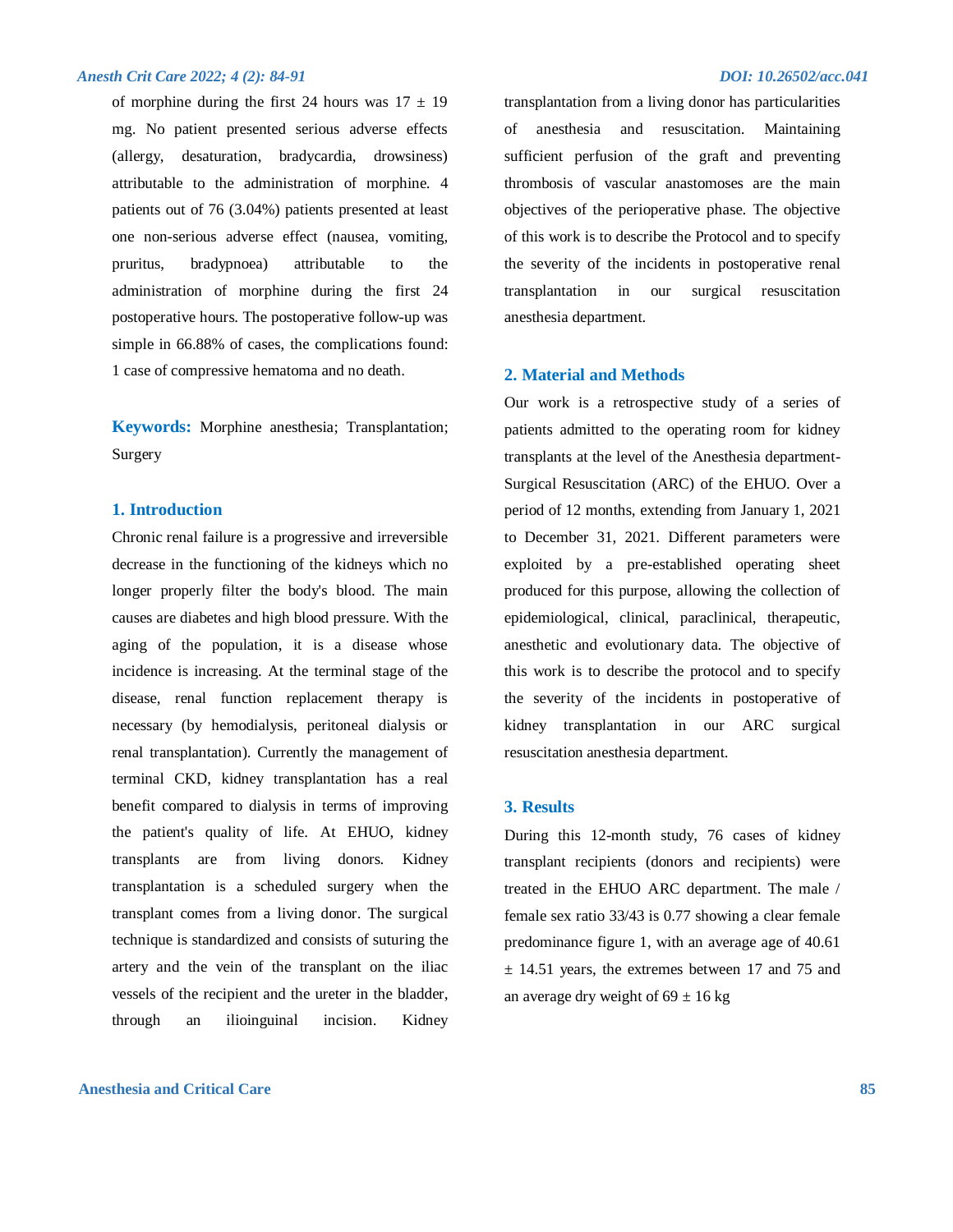of morphine during the first 24 hours was 17 ± 19 mg. No patient presented serious adverse effects (allergy, desaturation, bradycardia, drowsiness) attributable to the administration of morphine. 4 patients out of 76 (3.04%) patients presented at least one non-serious adverse effect (nausea, vomiting, pruritus, bradypnoea) attributable to the administration of morphine during the first 24 postoperative hours. The postoperative follow-up was simple in 66.88% of cases, the complications found: 1 case of compressive hematoma and no death.

**Keywords:** Morphine anesthesia; Transplantation; Surgery

## 1. Introduction

Chronic renal failure is a progressive and irreversible decrease in the functioning of the kidneys which no longer properly filter the body's blood. The main causes are diabetes and high blood pressure. With the aging of the population, it is a disease whose incidence is increasing. At the terminal stage of the disease, renal function replacement therapy is necessary (by hemodialysis, peritoneal dialysis or renal transplantation). Currently the management of terminal CKD, kidney transplantation has a real benefit compared to dialysis in terms of improving the patient's quality of life. At EHUO, kidney transplants are from living donors. Kidney transplantation is a scheduled surgery when the transplant comes from a living donor. The surgical technique is standardized and consists of suturing the artery and the vein of the transplant on the iliac vessels of the recipient and the ureter in the bladder, through an ilioinguinal incision. Kidney transplantation from a living donor has particularities of anesthesia and resuscitation. Maintaining sufficient perfusion of the graft and preventing thrombosis of vascular anastomoses are the main objectives of the perioperative phase. The objective of this work is to describe the Protocol and to specify the severity of the incidents in postoperative renal transplantation in our surgical resuscitation anesthesia department.

## 2. Material and Methods

Our work is a retrospective study of a series of patients admitted to the operating room for kidney transplants at the level of the Anesthesia department-Surgical Resuscitation (ARC) of the EHUO. Over a period of 12 months, extending from January 1, 2021 to December 31, 2021. Different parameters were exploited by a pre-established operating sheet produced for this purpose, allowing the collection of epidemiological, clinical, paraclinical, therapeutic, anesthetic and evolutionary data. The objective of this work is to describe the protocol and to specify the severity of the incidents in postoperative of kidney transplantation in our ARC surgical resuscitation anesthesia department.

## 3. Results

During this 12-month study, 76 cases of kidney transplant recipients (donors and recipients) were treated in the EHUO ARC department. The male / female sex ratio 33/43 is 0.77 showing a clear female predominance figure 1, with an average age of 40.61 ± 14.51 years, the extremes between 17 and 75 and an average dry weight of 69 ± 16 kg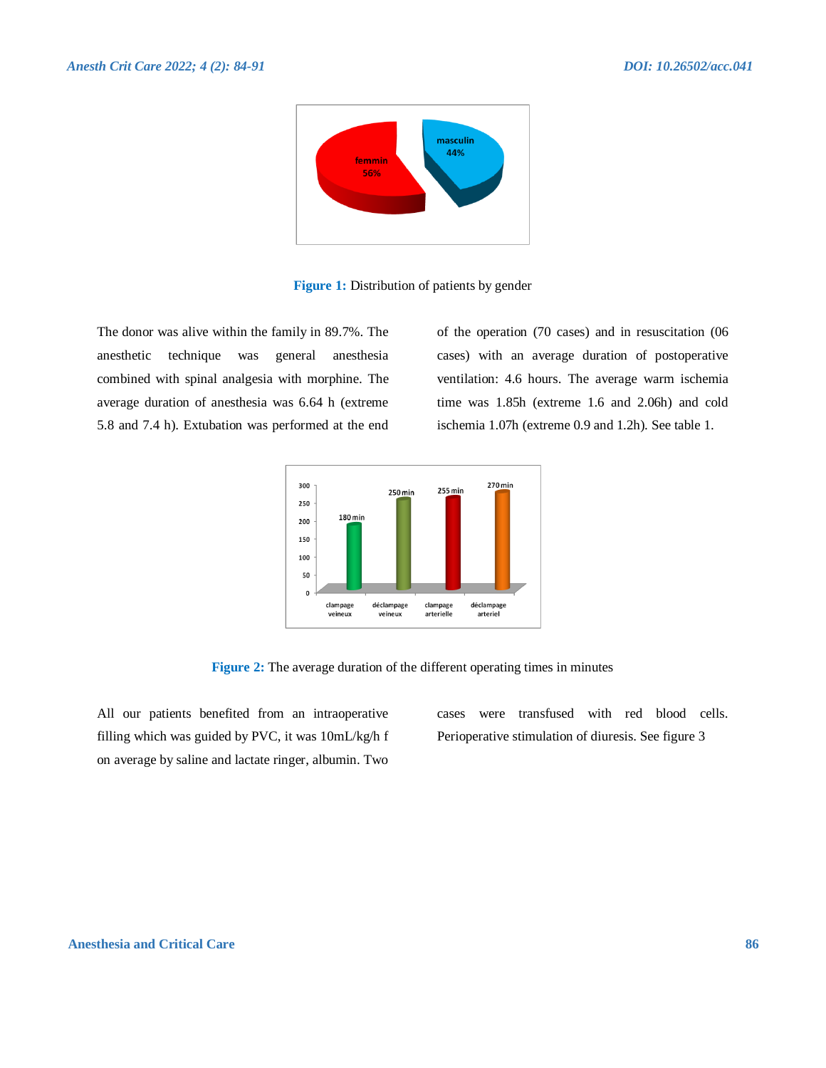Figure 1: Distribution of patients by gender

The donor was alive within the family in 89.7%. The anesthetic technique was general anesthesia combined with spinal analgesia with morphine. The average duration of anesthesia was 6.64 h (extreme 5.8 and 7.4 h). Extubation was performed at the end of the operation (70 cases) and in resuscitation (06 cases) with an average duration of postoperative ventilation: 4.6 hours. The average warm ischemia time was 1.85h (extreme 1.6 and 2.06h) and cold ischemia 1.07h (extreme 0.9 and 1.2h). See table 1.

Figure 2: The average duration of the different operating times in minutes

All our patients benefited from an intraoperative filling which was guided by PVC, it was 10mL/kg/h f on average by saline and lactate ringer, albumin. Two cases were transfused with red blood cells. Perioperative stimulation of diuresis. See figure 3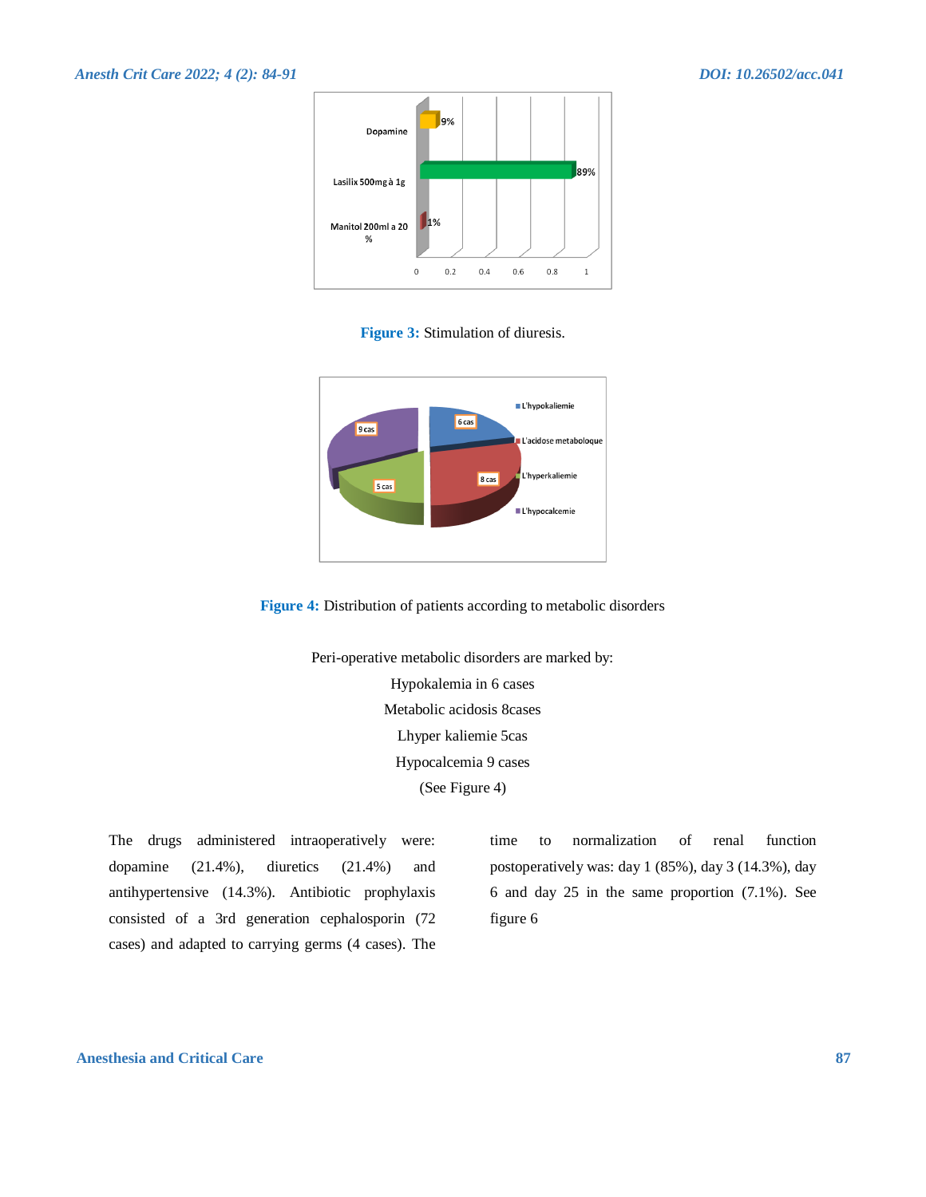Figure 3: Stimulation of diuresis.

Figure 4: Distribution of patients according to metabolic disorders

Peri-operative metabolic disorders are marked by:

Hypokalemia in 6 cases

Metabolic acidosis 8cases

Lhyper kaliemie 5cas

Hypocalcemia 9 cases

(See Figure 4)

The drugs administered intraoperatively were: dopamine (21.4%), diuretics (21.4%) and antihypertensive (14.3%). Antibiotic prophylaxis consisted of a 3rd generation cephalosporin (72 cases) and adapted to carrying germs (4 cases). The time to normalization of renal function postoperatively was: day 1 (85%), day 3 (14.3%), day 6 and day 25 in the same proportion (7.1%). See figure 6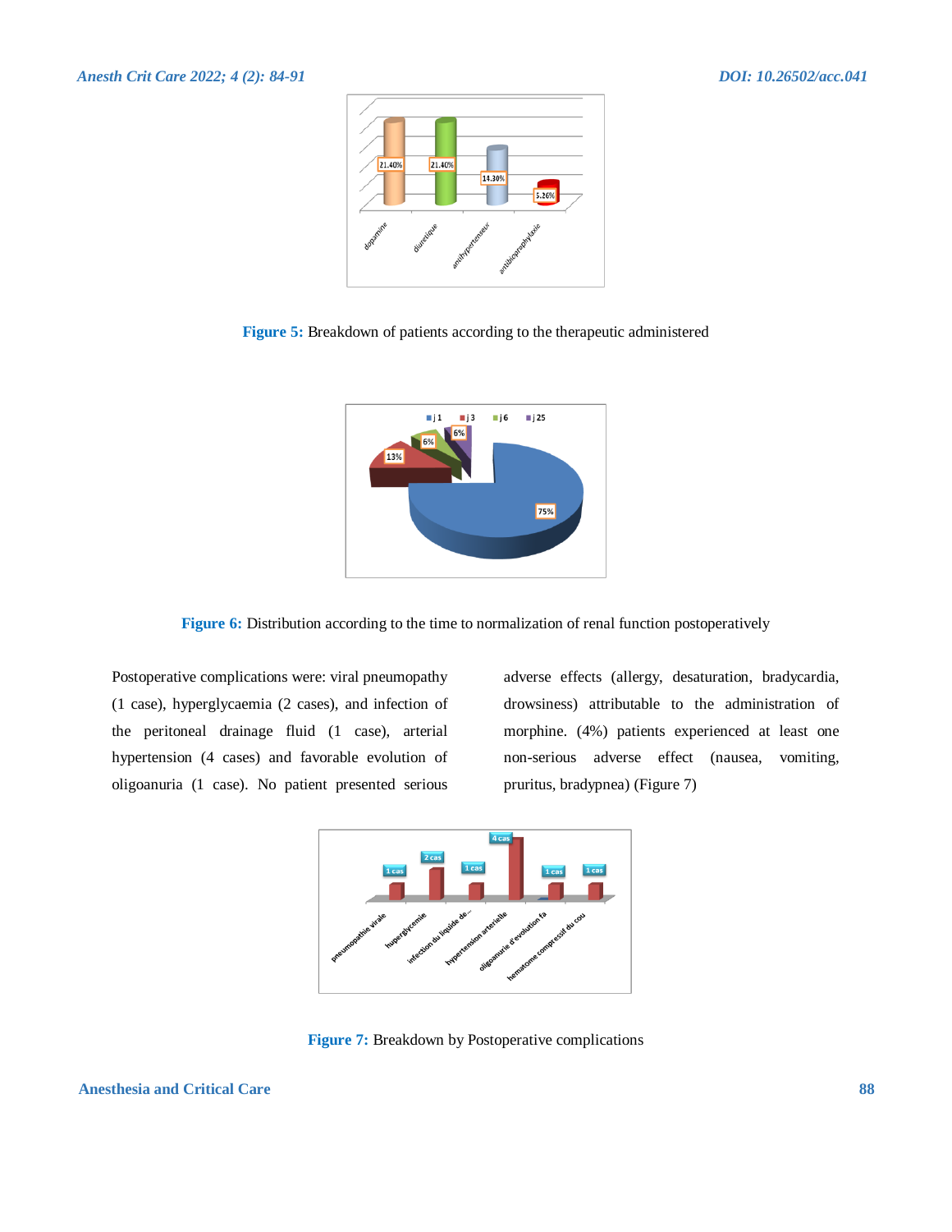Figure 5: Breakdown of patients according to the therapeutic administered

Figure 6: Distribution according to the time to normalization of renal function postoperatively

Postoperative complications were: viral pneumopathy (1 case), hyperglycaemia (2 cases), and infection of the peritoneal drainage fluid (1 case), arterial hypertension (4 cases) and favorable evolution of oligoanuria (1 case). No patient presented serious adverse effects (allergy, desaturation, bradycardia, drowsiness) attributable to the administration of morphine. (4%) patients experienced at least one non-serious adverse effect (nausea, vomiting, pruritus, bradypnea) (Figure 7)

Figure 7: Breakdown by Postoperative complications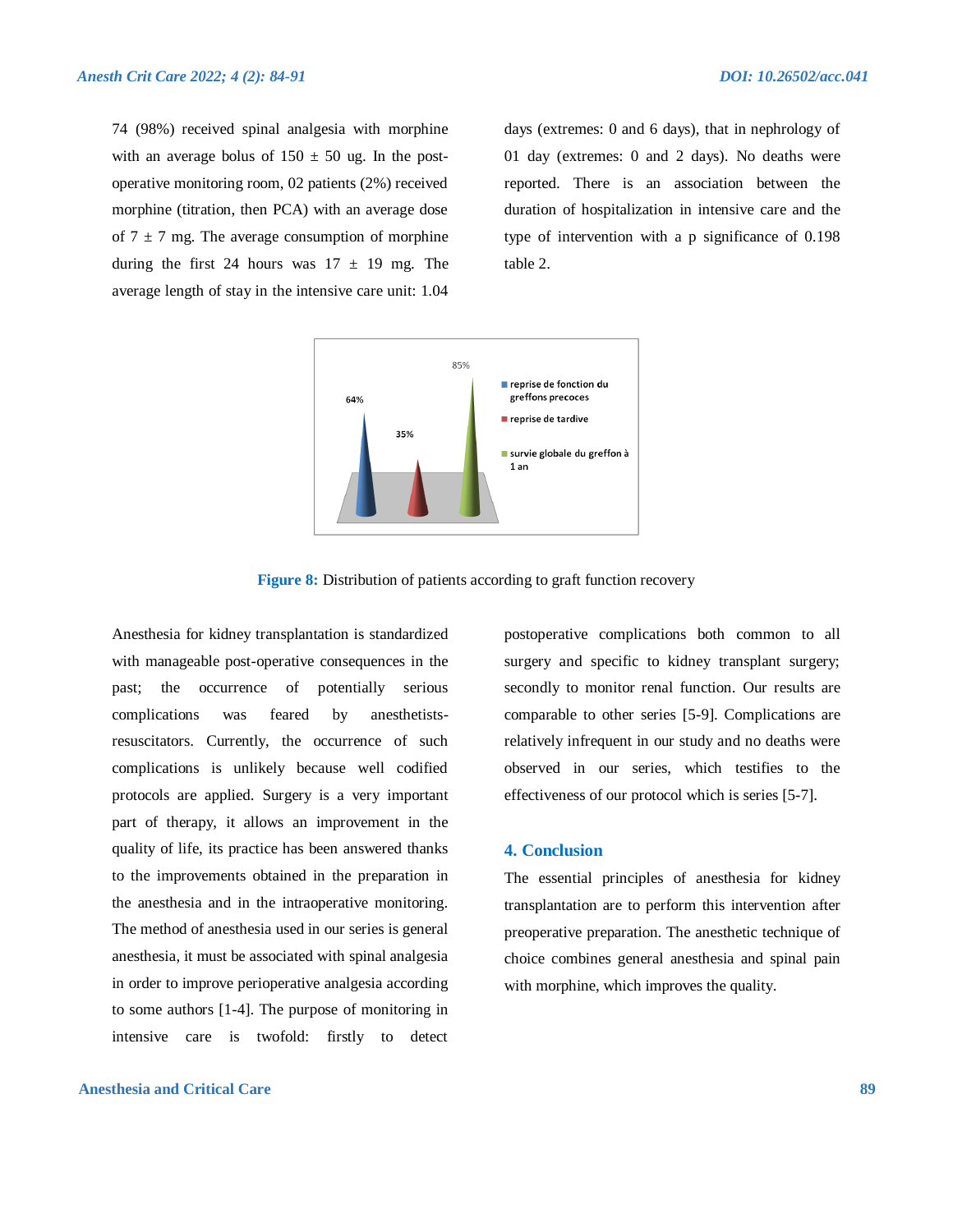74 (98%) received spinal analgesia with morphine with an average bolus of 150 ± 50 ug. In the post-operative monitoring room, 02 patients (2%) received morphine (titration, then PCA) with an average dose of 7 ± 7 mg. The average consumption of morphine during the first 24 hours was 17 ± 19 mg. The average length of stay in the intensive care unit: 1.04 days (extremes: 0 and 6 days), that in nephrology of 01 day (extremes: 0 and 2 days). No deaths were reported. There is an association between the duration of hospitalization in intensive care and the type of intervention with a p significance of 0.198 table 2.

**Figure 8:** Distribution of patients according to graft function recovery

Anesthesia for kidney transplantation is standardized with manageable post-operative consequences in the past; the occurrence of potentially serious complications was feared by anesthetists-resuscitators. Currently, the occurrence of such complications is unlikely because well codified protocols are applied. Surgery is a very important part of therapy, it allows an improvement in the quality of life, its practice has been answered thanks to the improvements obtained in the preparation in the anesthesia and in the intraoperative monitoring. The method of anesthesia used in our series is general anesthesia, it must be associated with spinal analgesia in order to improve perioperative analgesia according to some authors [1-4]. The purpose of monitoring in intensive care is twofold: firstly to detect postoperative complications both common to all surgery and specific to kidney transplant surgery; secondly to monitor renal function. Our results are comparable to other series [5-9]. Complications are relatively infrequent in our study and no deaths were observed in our series, which testifies to the effectiveness of our protocol which is series [5-7].

## 4. Conclusion

The essential principles of anesthesia for kidney transplantation are to perform this intervention after preoperative preparation. The anesthetic technique of choice combines general anesthesia and spinal pain with morphine, which improves the quality.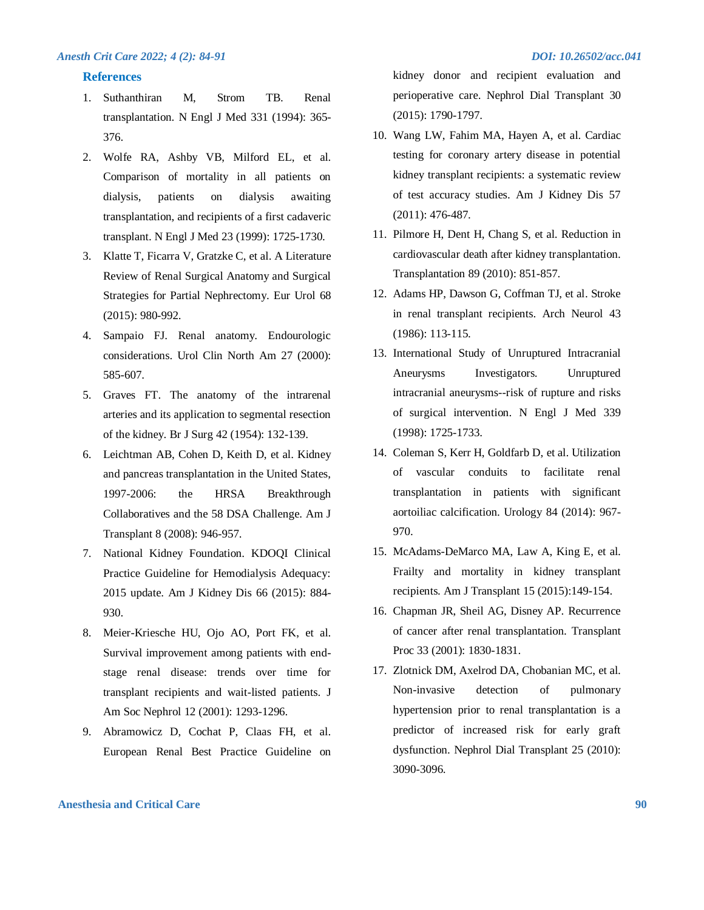## References

1. Suthanthiran M, Strom TB. Renal transplantation. N Engl J Med 331 (1994): 365-376.
2. Wolfe RA, Ashby VB, Milford EL, et al. Comparison of mortality in all patients on dialysis, patients on dialysis awaiting transplantation, and recipients of a first cadaveric transplant. N Engl J Med 23 (1999): 1725-1730.
3. Klatte T, Ficarra V, Gratzke C, et al. A Literature Review of Renal Surgical Anatomy and Surgical Strategies for Partial Nephrectomy. Eur Urol 68 (2015): 980-992.
4. Sampaio FJ. Renal anatomy. Endourologic considerations. Urol Clin North Am 27 (2000): 585-607.
5. Graves FT. The anatomy of the intrarenal arteries and its application to segmental resection of the kidney. Br J Surg 42 (1954): 132-139.
6. Leichtman AB, Cohen D, Keith D, et al. Kidney and pancreas transplantation in the United States, 1997-2006: the HRSA Breakthrough Collaboratives and the 58 DSA Challenge. Am J Transplant 8 (2008): 946-957.
7. National Kidney Foundation. KDOQI Clinical Practice Guideline for Hemodialysis Adequacy: 2015 update. Am J Kidney Dis 66 (2015): 884-930.
8. Meier-Kriesche HU, Ojo AO, Port FK, et al. Survival improvement among patients with end-stage renal disease: trends over time for transplant recipients and wait-listed patients. J Am Soc Nephrol 12 (2001): 1293-1296.
9. Abramowicz D, Cochat P, Claas FH, et al. European Renal Best Practice Guideline on kidney donor and recipient evaluation and perioperative care. Nephrol Dial Transplant 30 (2015): 1790-1797.
10. Wang LW, Fahim MA, Hayen A, et al. Cardiac testing for coronary artery disease in potential kidney transplant recipients: a systematic review of test accuracy studies. Am J Kidney Dis 57 (2011): 476-487.
11. Pilmore H, Dent H, Chang S, et al. Reduction in cardiovascular death after kidney transplantation. Transplantation 89 (2010): 851-857.
12. Adams HP, Dawson G, Coffman TJ, et al. Stroke in renal transplant recipients. Arch Neurol 43 (1986): 113-115.
13. International Study of Unruptured Intracranial Aneurysms Investigators. Unruptured intracranial aneurysms--risk of rupture and risks of surgical intervention. N Engl J Med 339 (1998): 1725-1733.
14. Coleman S, Kerr H, Goldfarb D, et al. Utilization of vascular conduits to facilitate renal transplantation in patients with significant aortoiliac calcification. Urology 84 (2014): 967-970.
15. McAdams-DeMarco MA, Law A, King E, et al. Frailty and mortality in kidney transplant recipients. Am J Transplant 15 (2015):149-154.
16. Chapman JR, Sheil AG, Disney AP. Recurrence of cancer after renal transplantation. Transplant Proc 33 (2001): 1830-1831.
17. Zlotnick DM, Axelrod DA, Chobanian MC, et al. Non-invasive detection of pulmonary hypertension prior to renal transplantation is a predictor of increased risk for early graft dysfunction. Nephrol Dial Transplant 25 (2010): 3090-3096.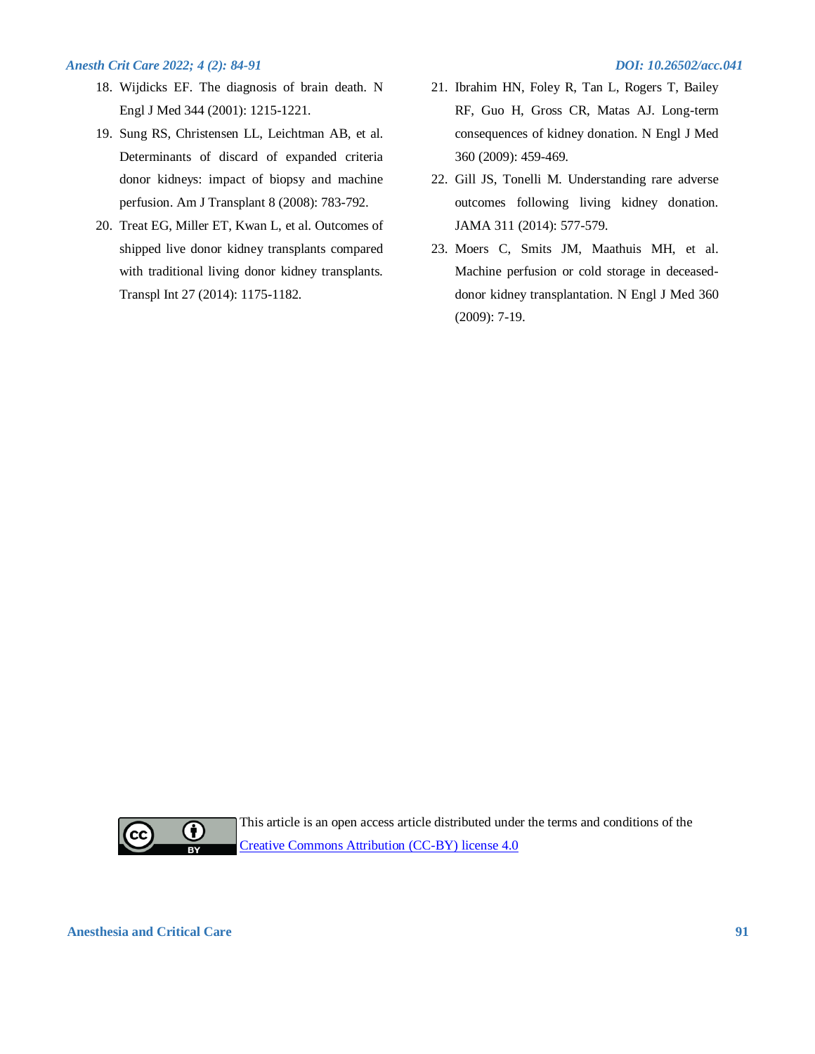18. Wijdicks EF. The diagnosis of brain death. N Engl J Med 344 (2001): 1215-1221.
19. Sung RS, Christensen LL, Leichtman AB, et al. Determinants of discard of expanded criteria donor kidneys: impact of biopsy and machine perfusion. Am J Transplant 8 (2008): 783-792.
20. Treat EG, Miller ET, Kwan L, et al. Outcomes of shipped live donor kidney transplants compared with traditional living donor kidney transplants. Transpl Int 27 (2014): 1175-1182.
21. Ibrahim HN, Foley R, Tan L, Rogers T, Bailey RF, Guo H, Gross CR, Matas AJ. Long-term consequences of kidney donation. N Engl J Med 360 (2009): 459-469.
22. Gill JS, Tonelli M. Understanding rare adverse outcomes following living kidney donation. JAMA 311 (2014): 577-579.
23. Moers C, Smits JM, Maathuis MH, et al. Machine perfusion or cold storage in deceased-donor kidney transplantation. N Engl J Med 360 (2009): 7-19.

This article is an open access article distributed under the terms and conditions of the [Creative Commons Attribution (CC-BY) license 4.0]